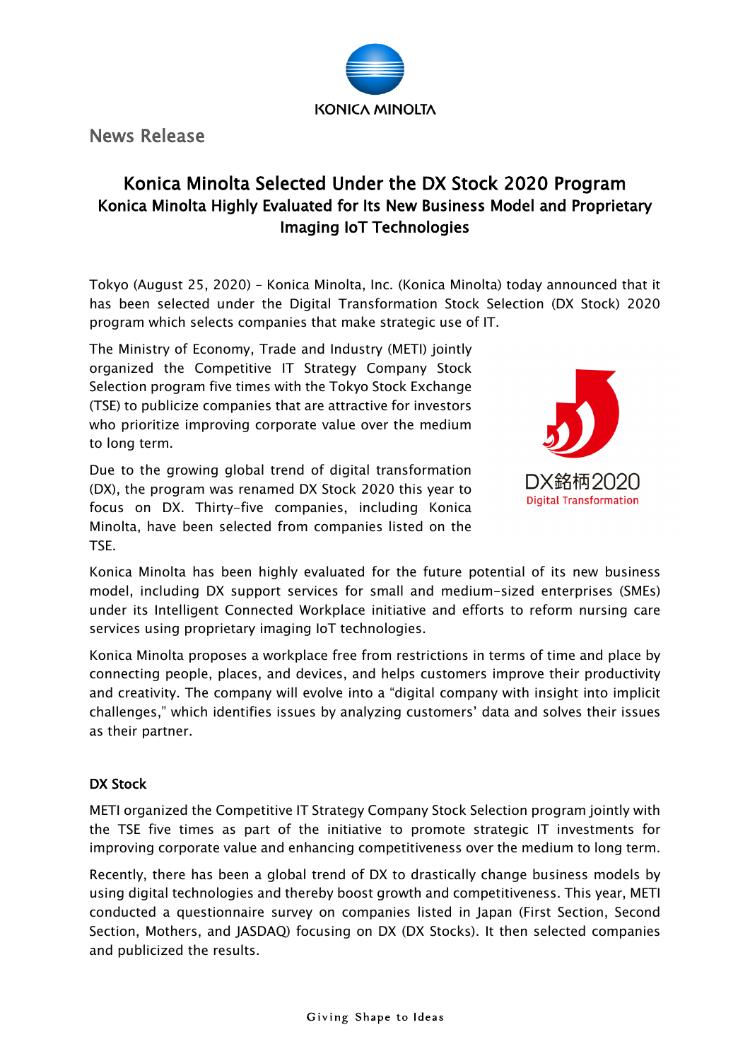News Release

# Konica Minolta Selected Under the DX Stock 2020 Program

## Konica Minolta Highly Evaluated for Its New Business Model and Proprietary Imaging IoT Technologies

Tokyo (August 25, 2020) – Konica Minolta, Inc. (Konica Minolta) today announced that it has been selected under the Digital Transformation Stock Selection (DX Stock) 2020 program which selects companies that make strategic use of IT.

The Ministry of Economy, Trade and Industry (METI) jointly organized the Competitive IT Strategy Company Stock Selection program five times with the Tokyo Stock Exchange (TSE) to publicize companies that are attractive for investors who prioritize improving corporate value over the medium to long term.

Due to the growing global trend of digital transformation (DX), the program was renamed DX Stock 2020 this year to focus on DX. Thirty-five companies, including Konica Minolta, have been selected from companies listed on the TSE.

Konica Minolta has been highly evaluated for the future potential of its new business model, including DX support services for small and medium-sized enterprises (SMEs) under its Intelligent Connected Workplace initiative and efforts to reform nursing care services using proprietary imaging IoT technologies.

Konica Minolta proposes a workplace free from restrictions in terms of time and place by connecting people, places, and devices, and helps customers improve their productivity and creativity. The company will evolve into a "digital company with insight into implicit challenges," which identifies issues by analyzing customers' data and solves their issues as their partner.

### DX Stock

METI organized the Competitive IT Strategy Company Stock Selection program jointly with the TSE five times as part of the initiative to promote strategic IT investments for improving corporate value and enhancing competitiveness over the medium to long term.

Recently, there has been a global trend of DX to drastically change business models by using digital technologies and thereby boost growth and competitiveness. This year, METI conducted a questionnaire survey on companies listed in Japan (First Section, Second Section, Mothers, and JASDAQ) focusing on DX (DX Stocks). It then selected companies and publicized the results.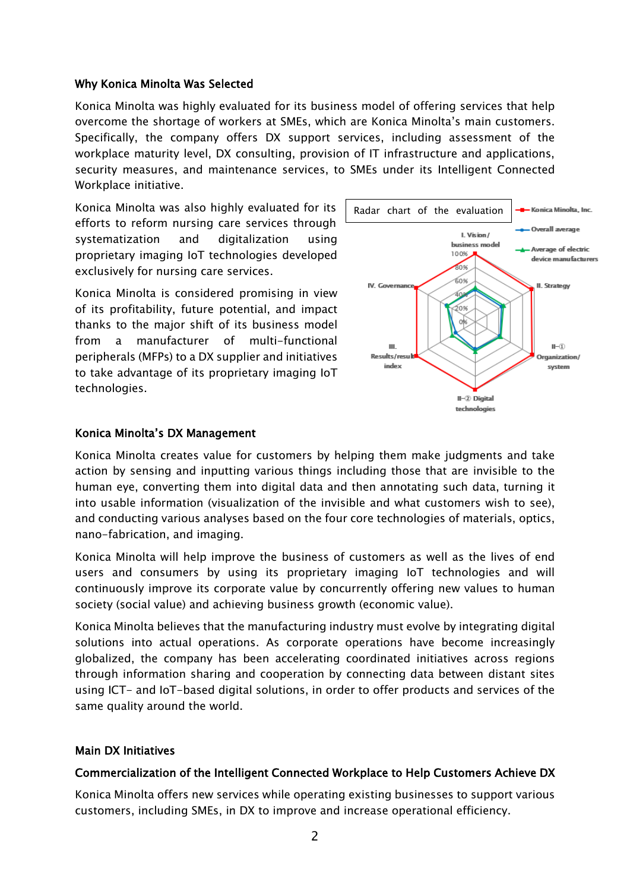### Why Konica Minolta Was Selected

Konica Minolta was highly evaluated for its business model of offering services that help overcome the shortage of workers at SMEs, which are Konica Minolta's main customers. Specifically, the company offers DX support services, including assessment of the workplace maturity level, DX consulting, provision of IT infrastructure and applications, security measures, and maintenance services, to SMEs under its Intelligent Connected Workplace initiative.

Konica Minolta was also highly evaluated for its efforts to reform nursing care services through systematization and digitalization using proprietary imaging IoT technologies developed exclusively for nursing care services.

Konica Minolta is considered promising in view of its profitability, future potential, and impact thanks to the major shift of its business model from a manufacturer of multi-functional peripherals (MFPs) to a DX supplier and initiatives to take advantage of its proprietary imaging IoT technologies.

Radar chart of the evaluation

Legend: Konica Minolta, Inc.; Overall average; Average of electric device manufacturers

Axes: I. Vision/ business model; II. Strategy; II-① Organization/ system; II-② Digital technologies; III. Results/result index; IV. Governance

### Konica Minolta's DX Management

Konica Minolta creates value for customers by helping them make judgments and take action by sensing and inputting various things including those that are invisible to the human eye, converting them into digital data and then annotating such data, turning it into usable information (visualization of the invisible and what customers wish to see), and conducting various analyses based on the four core technologies of materials, optics, nano-fabrication, and imaging.

Konica Minolta will help improve the business of customers as well as the lives of end users and consumers by using its proprietary imaging IoT technologies and will continuously improve its corporate value by concurrently offering new values to human society (social value) and achieving business growth (economic value).

Konica Minolta believes that the manufacturing industry must evolve by integrating digital solutions into actual operations. As corporate operations have become increasingly globalized, the company has been accelerating coordinated initiatives across regions through information sharing and cooperation by connecting data between distant sites using ICT- and IoT-based digital solutions, in order to offer products and services of the same quality around the world.

### Main DX Initiatives

#### Commercialization of the Intelligent Connected Workplace to Help Customers Achieve DX

Konica Minolta offers new services while operating existing businesses to support various customers, including SMEs, in DX to improve and increase operational efficiency.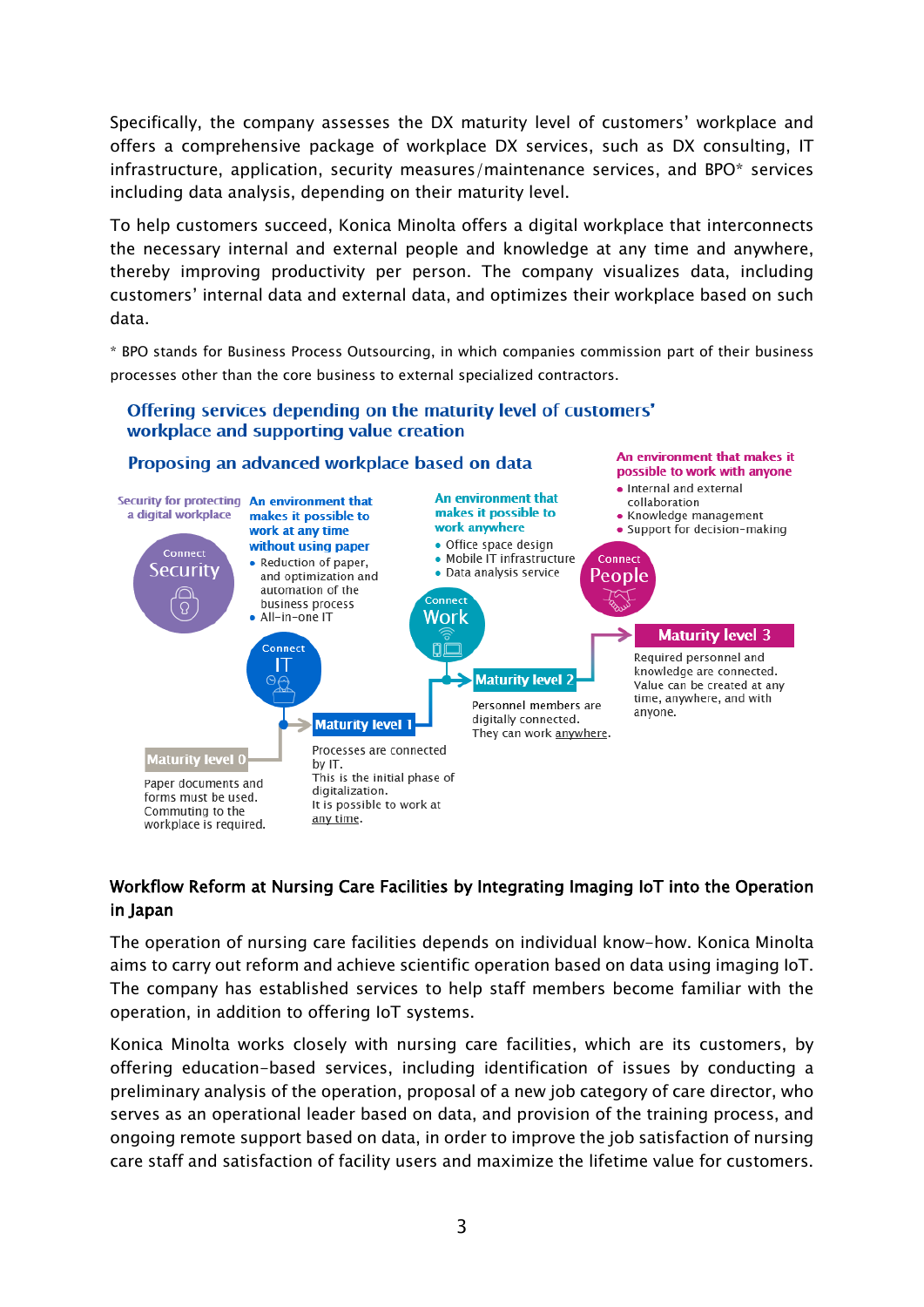Specifically, the company assesses the DX maturity level of customers' workplace and offers a comprehensive package of workplace DX services, such as DX consulting, IT infrastructure, application, security measures/maintenance services, and BPO* services including data analysis, depending on their maturity level.

To help customers succeed, Konica Minolta offers a digital workplace that interconnects the necessary internal and external people and knowledge at any time and anywhere, thereby improving productivity per person. The company visualizes data, including customers' internal data and external data, and optimizes their workplace based on such data.

\* BPO stands for Business Process Outsourcing, in which companies commission part of their business processes other than the core business to external specialized contractors.

**Offering services depending on the maturity level of customers' workplace and supporting value creation**

**Proposing an advanced workplace based on data**

Security for protecting a digital workplace

Connect Security

**An environment that makes it possible to work at any time without using paper**

- Reduction of paper, and optimization and automation of the business process
- All-in-one IT

Connect IT

**An environment that makes it possible to work anywhere**

- Office space design
- Mobile IT infrastructure
- Data analysis service

Connect Work

**An environment that makes it possible to work with anyone**

- Internal and external collaboration
- Knowledge management
- Support for decision-making

Connect People

**Maturity level 0**
Paper documents and forms must be used. Commuting to the workplace is required.

**Maturity level 1**
Processes are connected by IT. This is the initial phase of digitalization. It is possible to work at any time.

**Maturity level 2**
Personnel members are digitally connected. They can work anywhere.

**Maturity level 3**
Required personnel and knowledge are connected. Value can be created at any time, anywhere, and with anyone.

## Workflow Reform at Nursing Care Facilities by Integrating Imaging IoT into the Operation in Japan

The operation of nursing care facilities depends on individual know-how. Konica Minolta aims to carry out reform and achieve scientific operation based on data using imaging IoT. The company has established services to help staff members become familiar with the operation, in addition to offering IoT systems.

Konica Minolta works closely with nursing care facilities, which are its customers, by offering education-based services, including identification of issues by conducting a preliminary analysis of the operation, proposal of a new job category of care director, who serves as an operational leader based on data, and provision of the training process, and ongoing remote support based on data, in order to improve the job satisfaction of nursing care staff and satisfaction of facility users and maximize the lifetime value for customers.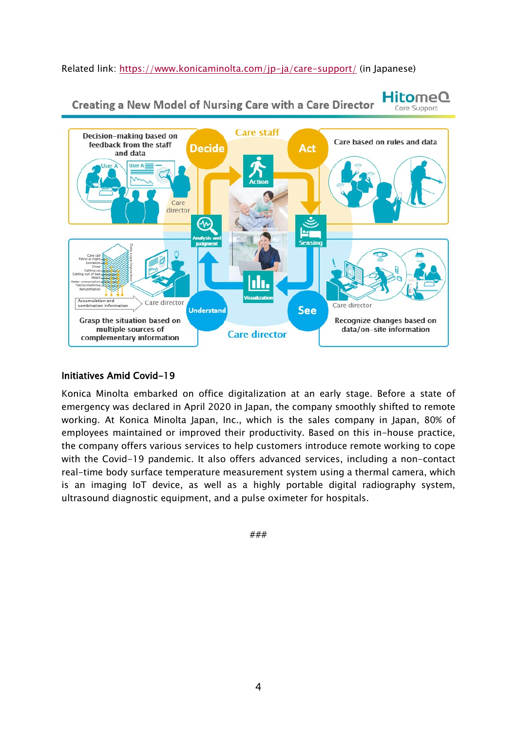Related link: https://www.konicaminolta.com/jp-ja/care-support/ (in Japanese)

Creating a New Model of Nursing Care with a Care Director

HitomeQ Care Support

Care staff

Decide

Act

Decision-making based on feedback from the staff and data

Care based on rules and data

User A

Care director

Action

Analysis and judgment

Sensing

Visualization

Understand

See

Care director

Care director

Care director

Accumulation and combination information

Grasp the situation based on multiple sources of complementary information

Recognize changes based on data/on-site information

## Initiatives Amid Covid-19

Konica Minolta embarked on office digitalization at an early stage. Before a state of emergency was declared in April 2020 in Japan, the company smoothly shifted to remote working. At Konica Minolta Japan, Inc., which is the sales company in Japan, 80% of employees maintained or improved their productivity. Based on this in-house practice, the company offers various services to help customers introduce remote working to cope with the Covid-19 pandemic. It also offers advanced services, including a non-contact real-time body surface temperature measurement system using a thermal camera, which is an imaging IoT device, as well as a highly portable digital radiography system, ultrasound diagnostic equipment, and a pulse oximeter for hospitals.

###